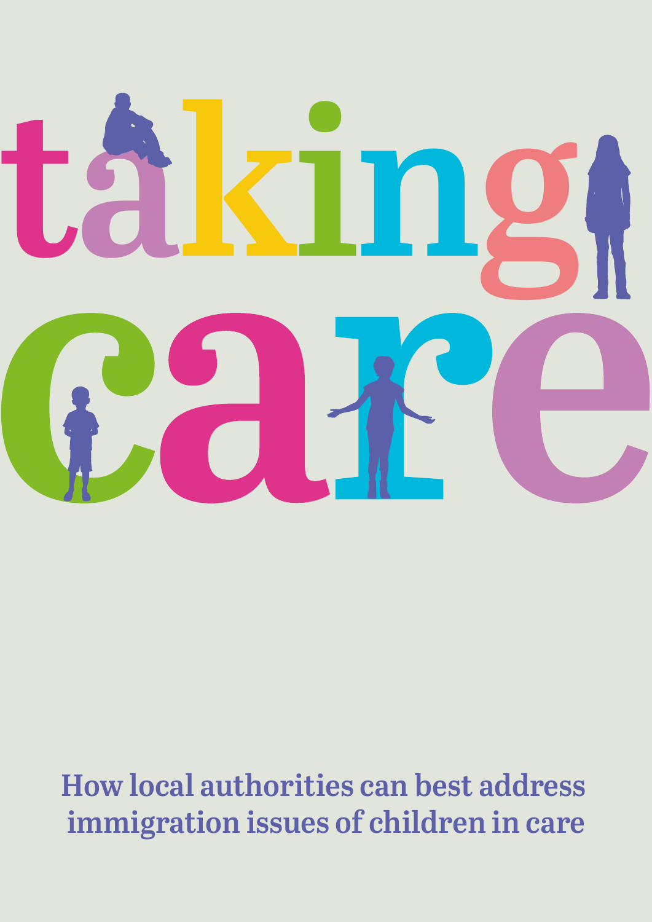# taking care

## How local authorities can best address immigration issues of children in care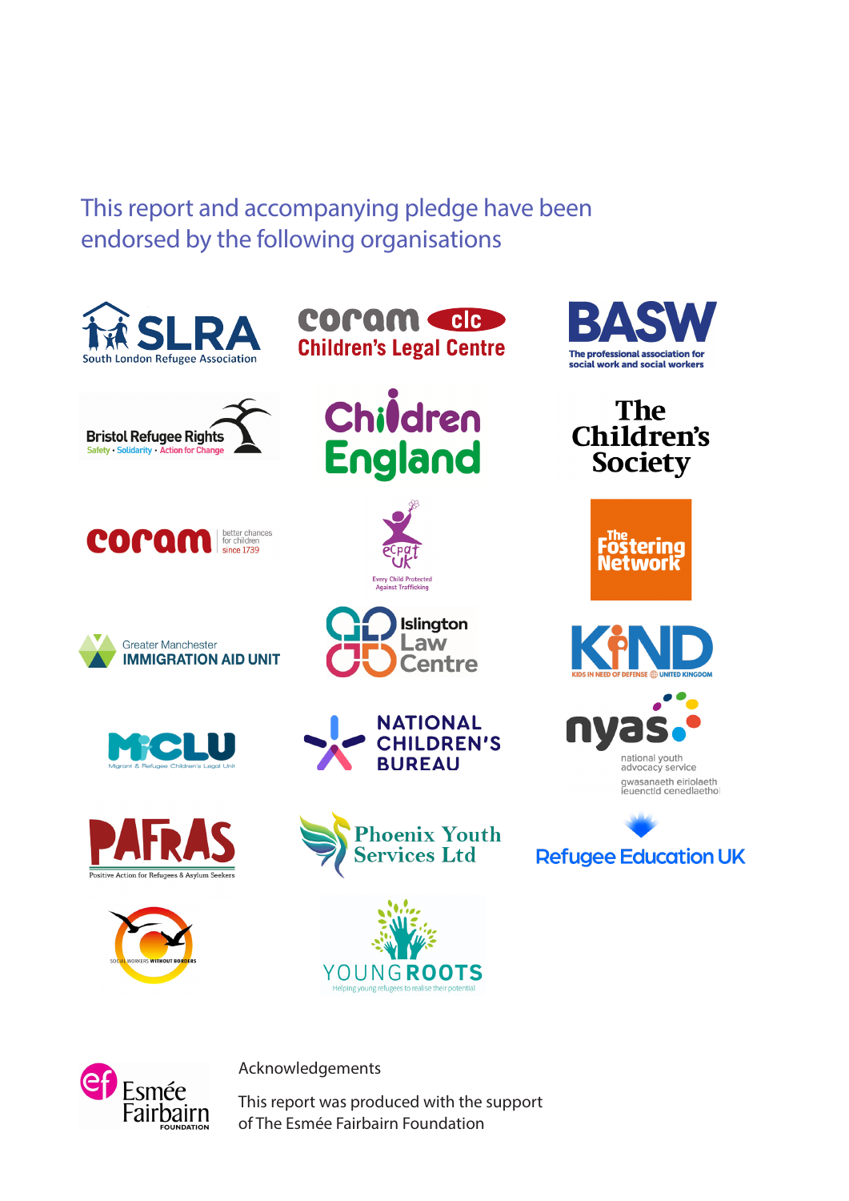This report and accompanying pledge have been endorsed by the following organisations

SLRA South London Refugee Association

coram clc Children's Legal Centre

BASW The professional association for social work and social workers

Bristol Refugee Rights Safety • Solidarity • Action for Change

Children England

The Children's Society

coram better chances for children since 1739

ecpat UK Every Child Protected Against Trafficking

The Fostering Network

Greater Manchester IMMIGRATION AID UNIT

Islington Law Centre

KIND KIDS IN NEED OF DEFENSE UNITED KINGDOM

MiCLU Migrant & Refugee Children's Legal Unit

NATIONAL CHILDREN'S BUREAU

nyas national youth advocacy service gwasanaeth eiriolaeth ieuenctid cenedlaethol

PAFRAS Positive Action for Refugees & Asylum Seekers

Phoenix Youth Services Ltd

Refugee Education UK

SOCIAL WORKERS WITHOUT BORDERS

YOUNG ROOTS Helping young refugees to realise their potential

Esmée Fairbairn FOUNDATION

Acknowledgements

This report was produced with the support of The Esmée Fairbairn Foundation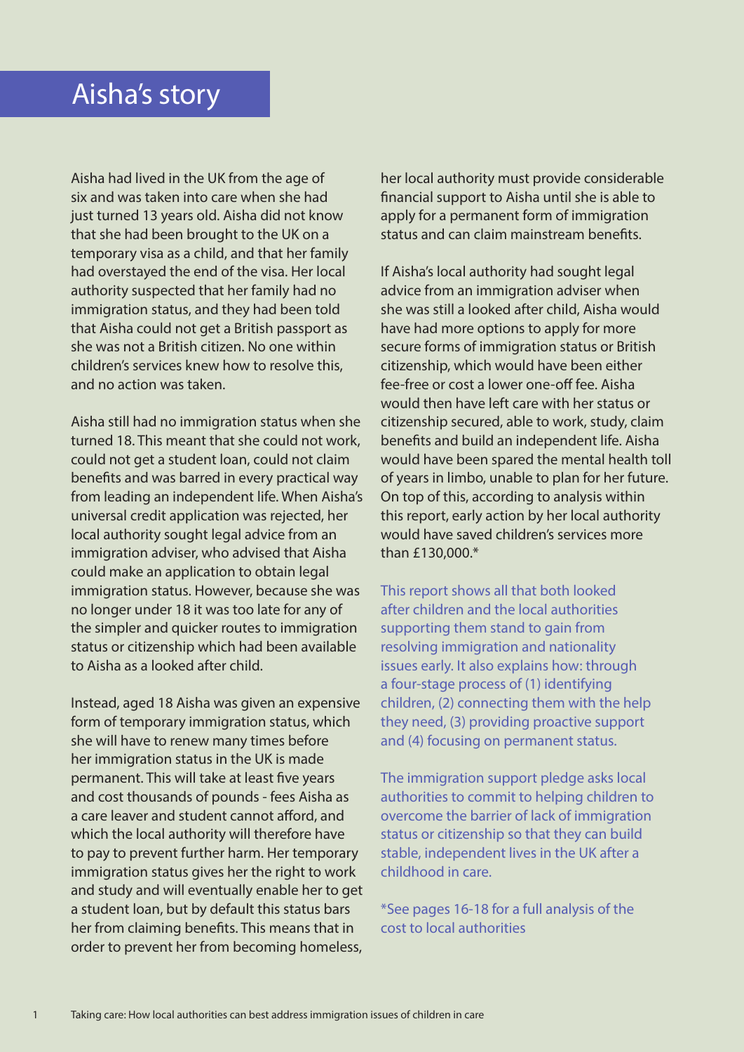# Aisha's story

Aisha had lived in the UK from the age of six and was taken into care when she had just turned 13 years old. Aisha did not know that she had been brought to the UK on a temporary visa as a child, and that her family had overstayed the end of the visa. Her local authority suspected that her family had no immigration status, and they had been told that Aisha could not get a British passport as she was not a British citizen. No one within children's services knew how to resolve this, and no action was taken.

Aisha still had no immigration status when she turned 18. This meant that she could not work, could not get a student loan, could not claim benefits and was barred in every practical way from leading an independent life. When Aisha's universal credit application was rejected, her local authority sought legal advice from an immigration adviser, who advised that Aisha could make an application to obtain legal immigration status. However, because she was no longer under 18 it was too late for any of the simpler and quicker routes to immigration status or citizenship which had been available to Aisha as a looked after child.

Instead, aged 18 Aisha was given an expensive form of temporary immigration status, which she will have to renew many times before her immigration status in the UK is made permanent. This will take at least five years and cost thousands of pounds - fees Aisha as a care leaver and student cannot afford, and which the local authority will therefore have to pay to prevent further harm. Her temporary immigration status gives her the right to work and study and will eventually enable her to get a student loan, but by default this status bars her from claiming benefits. This means that in order to prevent her from becoming homeless, her local authority must provide considerable financial support to Aisha until she is able to apply for a permanent form of immigration status and can claim mainstream benefits.

If Aisha's local authority had sought legal advice from an immigration adviser when she was still a looked after child, Aisha would have had more options to apply for more secure forms of immigration status or British citizenship, which would have been either fee-free or cost a lower one-off fee. Aisha would then have left care with her status or citizenship secured, able to work, study, claim benefits and build an independent life. Aisha would have been spared the mental health toll of years in limbo, unable to plan for her future. On top of this, according to analysis within this report, early action by her local authority would have saved children's services more than £130,000.*

This report shows all that both looked after children and the local authorities supporting them stand to gain from resolving immigration and nationality issues early. It also explains how: through a four-stage process of (1) identifying children, (2) connecting them with the help they need, (3) providing proactive support and (4) focusing on permanent status.

The immigration support pledge asks local authorities to commit to helping children to overcome the barrier of lack of immigration status or citizenship so that they can build stable, independent lives in the UK after a childhood in care.

*See pages 16-18 for a full analysis of the cost to local authorities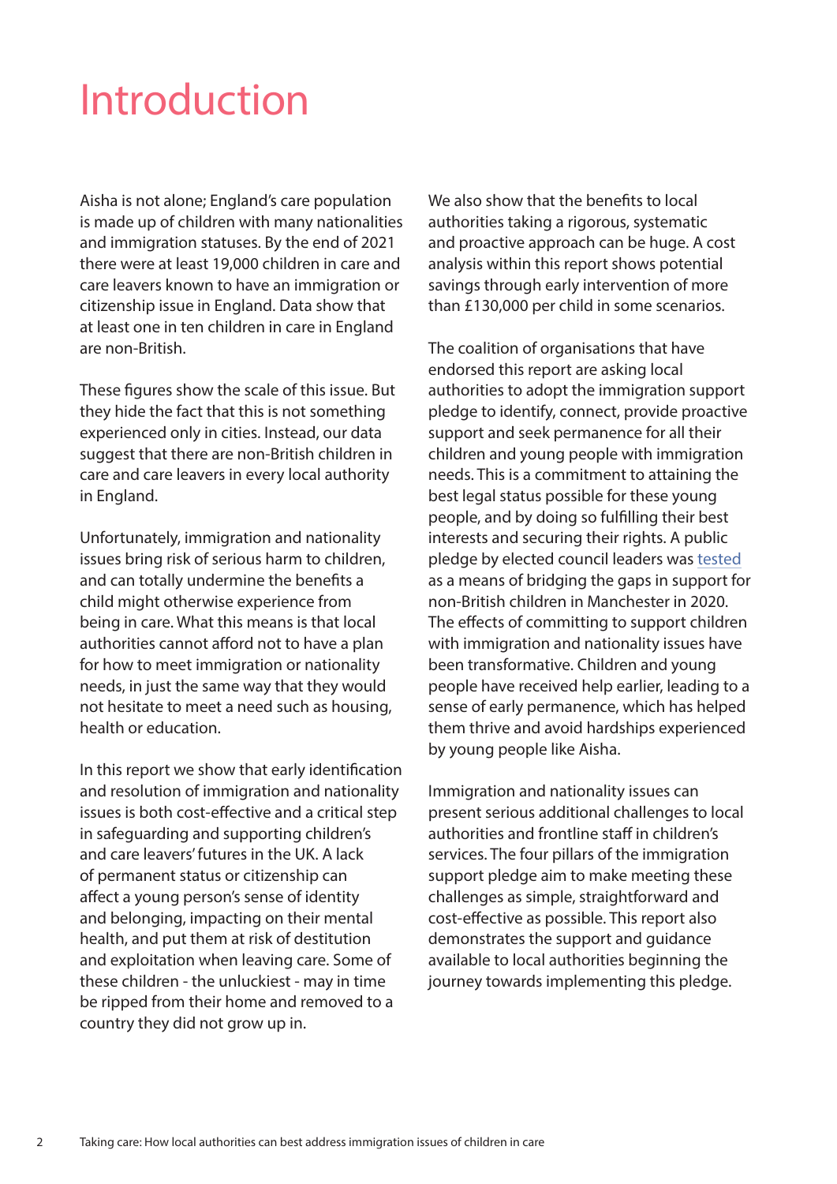# Introduction

Aisha is not alone; England's care population is made up of children with many nationalities and immigration statuses. By the end of 2021 there were at least 19,000 children in care and care leavers known to have an immigration or citizenship issue in England. Data show that at least one in ten children in care in England are non-British.

These figures show the scale of this issue. But they hide the fact that this is not something experienced only in cities. Instead, our data suggest that there are non-British children in care and care leavers in every local authority in England.

Unfortunately, immigration and nationality issues bring risk of serious harm to children, and can totally undermine the benefits a child might otherwise experience from being in care. What this means is that local authorities cannot afford not to have a plan for how to meet immigration or nationality needs, in just the same way that they would not hesitate to meet a need such as housing, health or education.

In this report we show that early identification and resolution of immigration and nationality issues is both cost-effective and a critical step in safeguarding and supporting children's and care leavers' futures in the UK. A lack of permanent status or citizenship can affect a young person's sense of identity and belonging, impacting on their mental health, and put them at risk of destitution and exploitation when leaving care. Some of these children - the unluckiest - may in time be ripped from their home and removed to a country they did not grow up in.

We also show that the benefits to local authorities taking a rigorous, systematic and proactive approach can be huge. A cost analysis within this report shows potential savings through early intervention of more than £130,000 per child in some scenarios.

The coalition of organisations that have endorsed this report are asking local authorities to adopt the immigration support pledge to identify, connect, provide proactive support and seek permanence for all their children and young people with immigration needs. This is a commitment to attaining the best legal status possible for these young people, and by doing so fulfilling their best interests and securing their rights. A public pledge by elected council leaders was tested as a means of bridging the gaps in support for non-British children in Manchester in 2020. The effects of committing to support children with immigration and nationality issues have been transformative. Children and young people have received help earlier, leading to a sense of early permanence, which has helped them thrive and avoid hardships experienced by young people like Aisha.

Immigration and nationality issues can present serious additional challenges to local authorities and frontline staff in children's services. The four pillars of the immigration support pledge aim to make meeting these challenges as simple, straightforward and cost-effective as possible. This report also demonstrates the support and guidance available to local authorities beginning the journey towards implementing this pledge.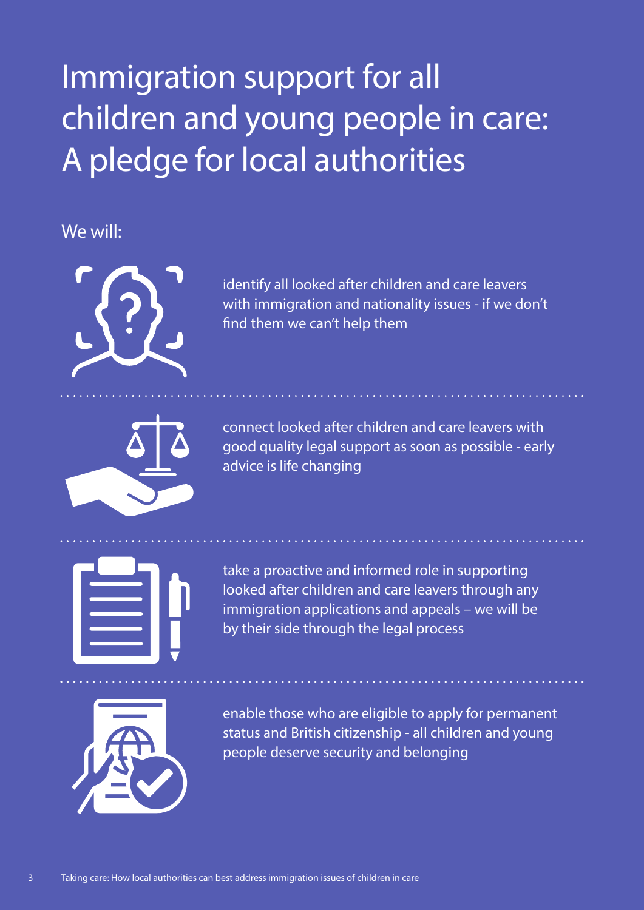# Immigration support for all children and young people in care: A pledge for local authorities

We will:

- identify all looked after children and care leavers with immigration and nationality issues - if we don't find them we can't help them

- connect looked after children and care leavers with good quality legal support as soon as possible - early advice is life changing

- take a proactive and informed role in supporting looked after children and care leavers through any immigration applications and appeals – we will be by their side through the legal process

- enable those who are eligible to apply for permanent status and British citizenship - all children and young people deserve security and belonging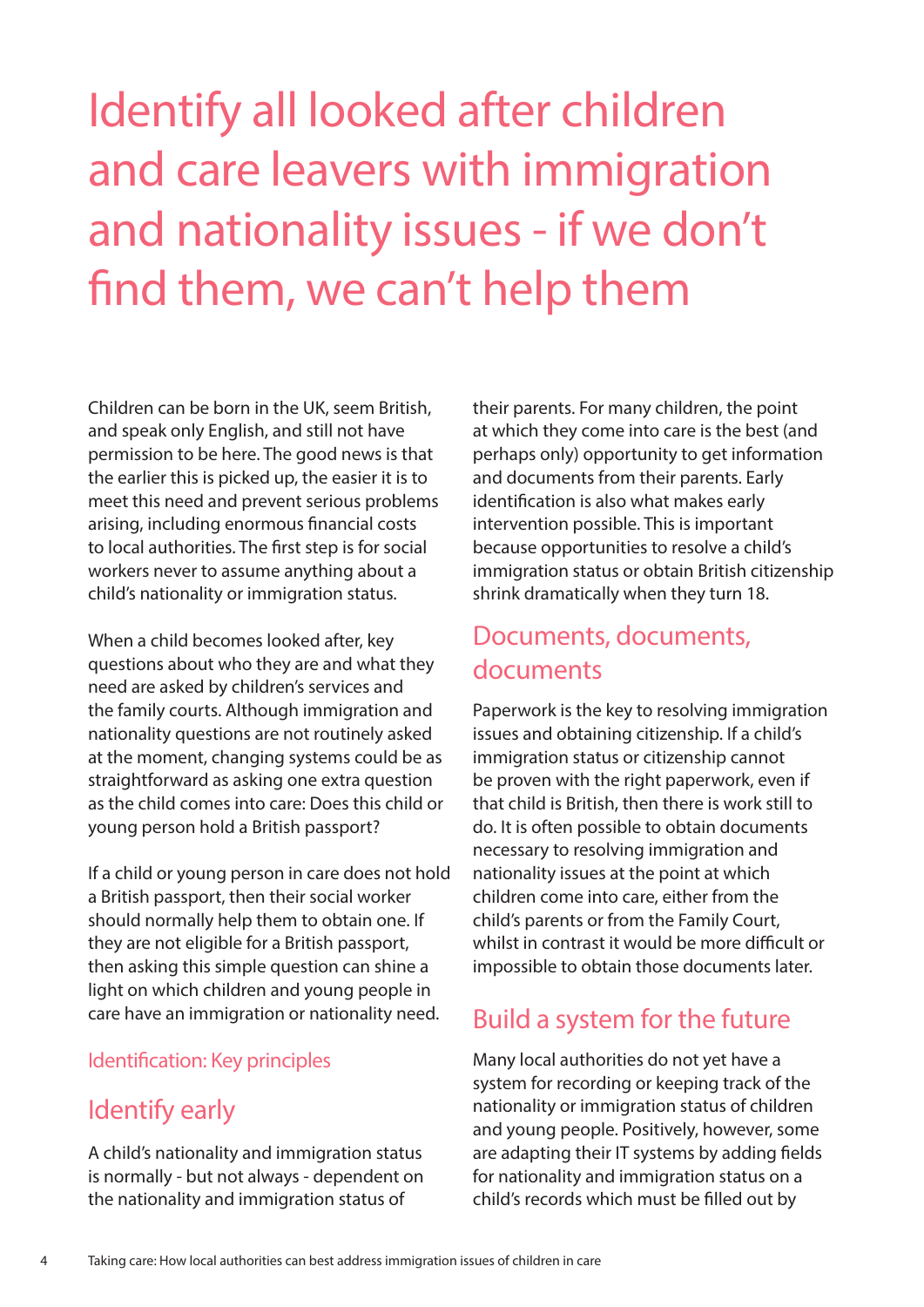# Identify all looked after children and care leavers with immigration and nationality issues - if we don't find them, we can't help them

Children can be born in the UK, seem British, and speak only English, and still not have permission to be here. The good news is that the earlier this is picked up, the easier it is to meet this need and prevent serious problems arising, including enormous financial costs to local authorities. The first step is for social workers never to assume anything about a child's nationality or immigration status.

When a child becomes looked after, key questions about who they are and what they need are asked by children's services and the family courts. Although immigration and nationality questions are not routinely asked at the moment, changing systems could be as straightforward as asking one extra question as the child comes into care: Does this child or young person hold a British passport?

If a child or young person in care does not hold a British passport, then their social worker should normally help them to obtain one. If they are not eligible for a British passport, then asking this simple question can shine a light on which children and young people in care have an immigration or nationality need.

### Identification: Key principles

## Identify early

A child's nationality and immigration status is normally - but not always - dependent on the nationality and immigration status of their parents. For many children, the point at which they come into care is the best (and perhaps only) opportunity to get information and documents from their parents. Early identification is also what makes early intervention possible. This is important because opportunities to resolve a child's immigration status or obtain British citizenship shrink dramatically when they turn 18.

## Documents, documents, documents

Paperwork is the key to resolving immigration issues and obtaining citizenship. If a child's immigration status or citizenship cannot be proven with the right paperwork, even if that child is British, then there is work still to do. It is often possible to obtain documents necessary to resolving immigration and nationality issues at the point at which children come into care, either from the child's parents or from the Family Court, whilst in contrast it would be more difficult or impossible to obtain those documents later.

## Build a system for the future

Many local authorities do not yet have a system for recording or keeping track of the nationality or immigration status of children and young people. Positively, however, some are adapting their IT systems by adding fields for nationality and immigration status on a child's records which must be filled out by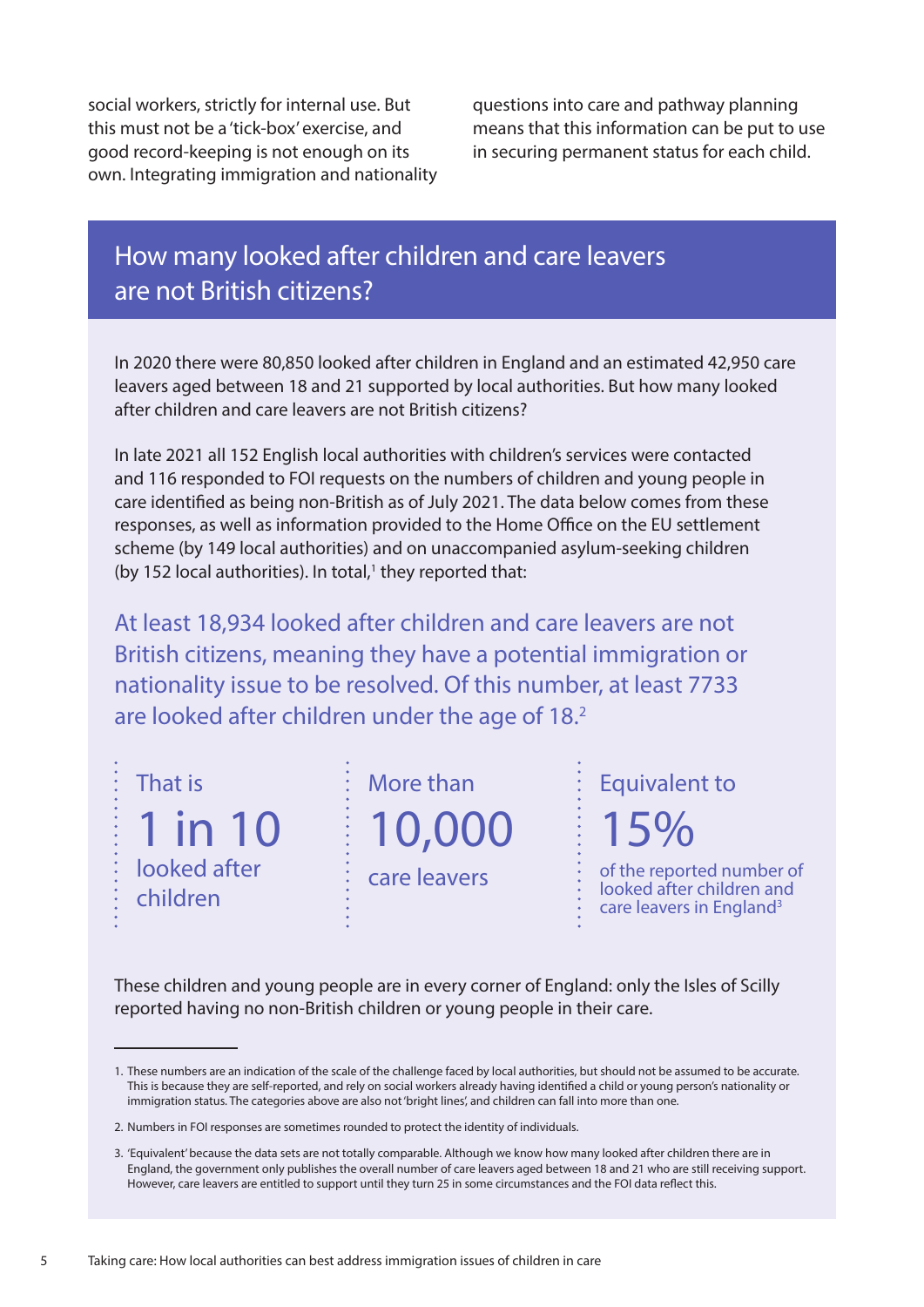social workers, strictly for internal use. But this must not be a 'tick-box' exercise, and good record-keeping is not enough on its own. Integrating immigration and nationality questions into care and pathway planning means that this information can be put to use in securing permanent status for each child.

## How many looked after children and care leavers are not British citizens?

In 2020 there were 80,850 looked after children in England and an estimated 42,950 care leavers aged between 18 and 21 supported by local authorities. But how many looked after children and care leavers are not British citizens?

In late 2021 all 152 English local authorities with children's services were contacted and 116 responded to FOI requests on the numbers of children and young people in care identified as being non-British as of July 2021. The data below comes from these responses, as well as information provided to the Home Office on the EU settlement scheme (by 149 local authorities) and on unaccompanied asylum-seeking children (by 152 local authorities). In total,[1] they reported that:

At least 18,934 looked after children and care leavers are not British citizens, meaning they have a potential immigration or nationality issue to be resolved. Of this number, at least 7733 are looked after children under the age of 18.[2]

That is **1 in 10** looked after children

More than **10,000** care leavers

Equivalent to **15%** of the reported number of looked after children and care leavers in England[3]

These children and young people are in every corner of England: only the Isles of Scilly reported having no non-British children or young people in their care.

---

1. These numbers are an indication of the scale of the challenge faced by local authorities, but should not be assumed to be accurate. This is because they are self-reported, and rely on social workers already having identified a child or young person's nationality or immigration status. The categories above are also not 'bright lines', and children can fall into more than one.

2. Numbers in FOI responses are sometimes rounded to protect the identity of individuals.

3. 'Equivalent' because the data sets are not totally comparable. Although we know how many looked after children there are in England, the government only publishes the overall number of care leavers aged between 18 and 21 who are still receiving support. However, care leavers are entitled to support until they turn 25 in some circumstances and the FOI data reflect this.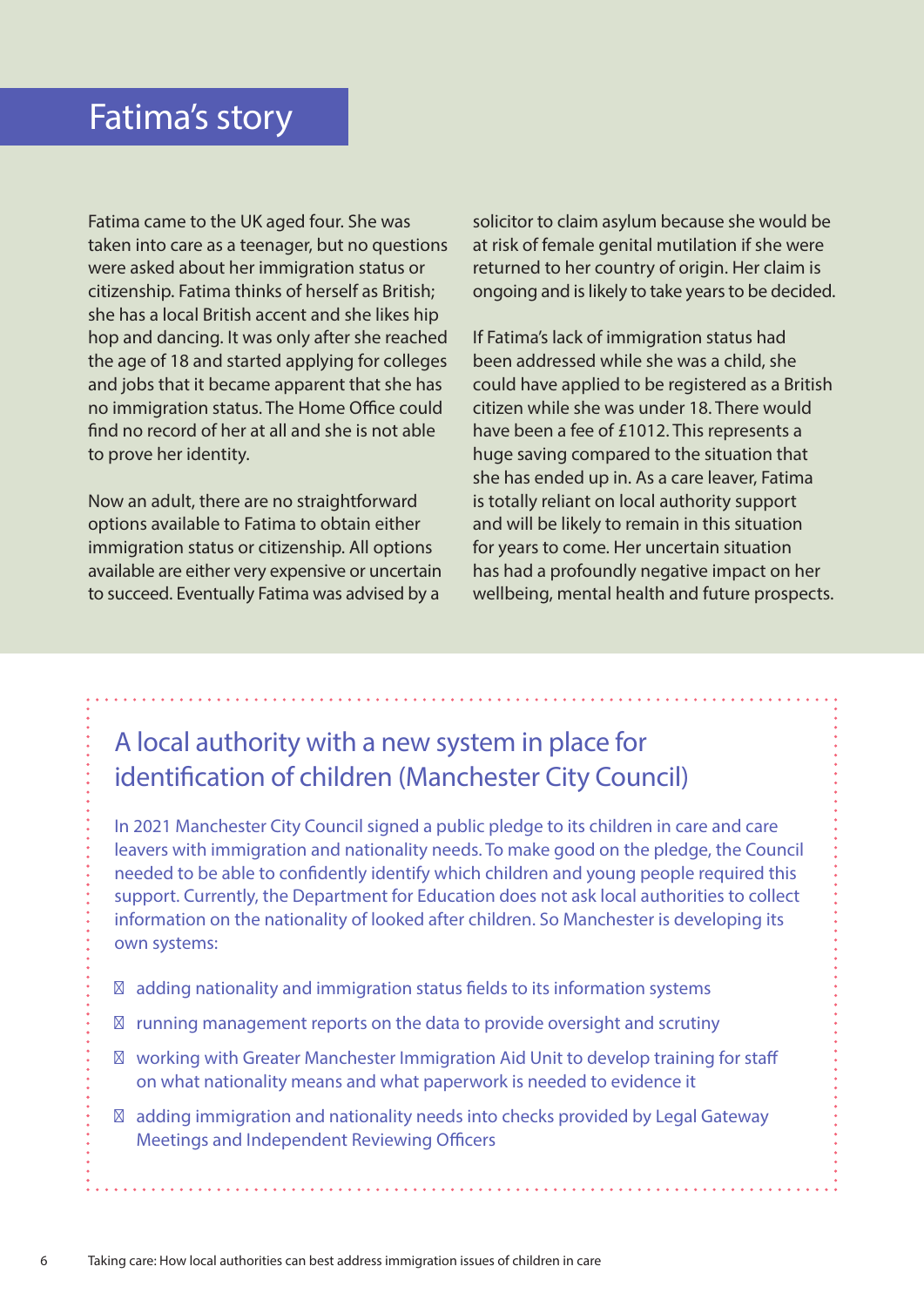## Fatima's story

Fatima came to the UK aged four. She was taken into care as a teenager, but no questions were asked about her immigration status or citizenship. Fatima thinks of herself as British; she has a local British accent and she likes hip hop and dancing. It was only after she reached the age of 18 and started applying for colleges and jobs that it became apparent that she has no immigration status. The Home Office could find no record of her at all and she is not able to prove her identity.

Now an adult, there are no straightforward options available to Fatima to obtain either immigration status or citizenship. All options available are either very expensive or uncertain to succeed. Eventually Fatima was advised by a solicitor to claim asylum because she would be at risk of female genital mutilation if she were returned to her country of origin. Her claim is ongoing and is likely to take years to be decided.

If Fatima's lack of immigration status had been addressed while she was a child, she could have applied to be registered as a British citizen while she was under 18. There would have been a fee of £1012. This represents a huge saving compared to the situation that she has ended up in. As a care leaver, Fatima is totally reliant on local authority support and will be likely to remain in this situation for years to come. Her uncertain situation has had a profoundly negative impact on her wellbeing, mental health and future prospects.

## A local authority with a new system in place for identification of children (Manchester City Council)

In 2021 Manchester City Council signed a public pledge to its children in care and care leavers with immigration and nationality needs. To make good on the pledge, the Council needed to be able to confidently identify which children and young people required this support. Currently, the Department for Education does not ask local authorities to collect information on the nationality of looked after children. So Manchester is developing its own systems:

- adding nationality and immigration status fields to its information systems
- running management reports on the data to provide oversight and scrutiny
- working with Greater Manchester Immigration Aid Unit to develop training for staff on what nationality means and what paperwork is needed to evidence it
- adding immigration and nationality needs into checks provided by Legal Gateway Meetings and Independent Reviewing Officers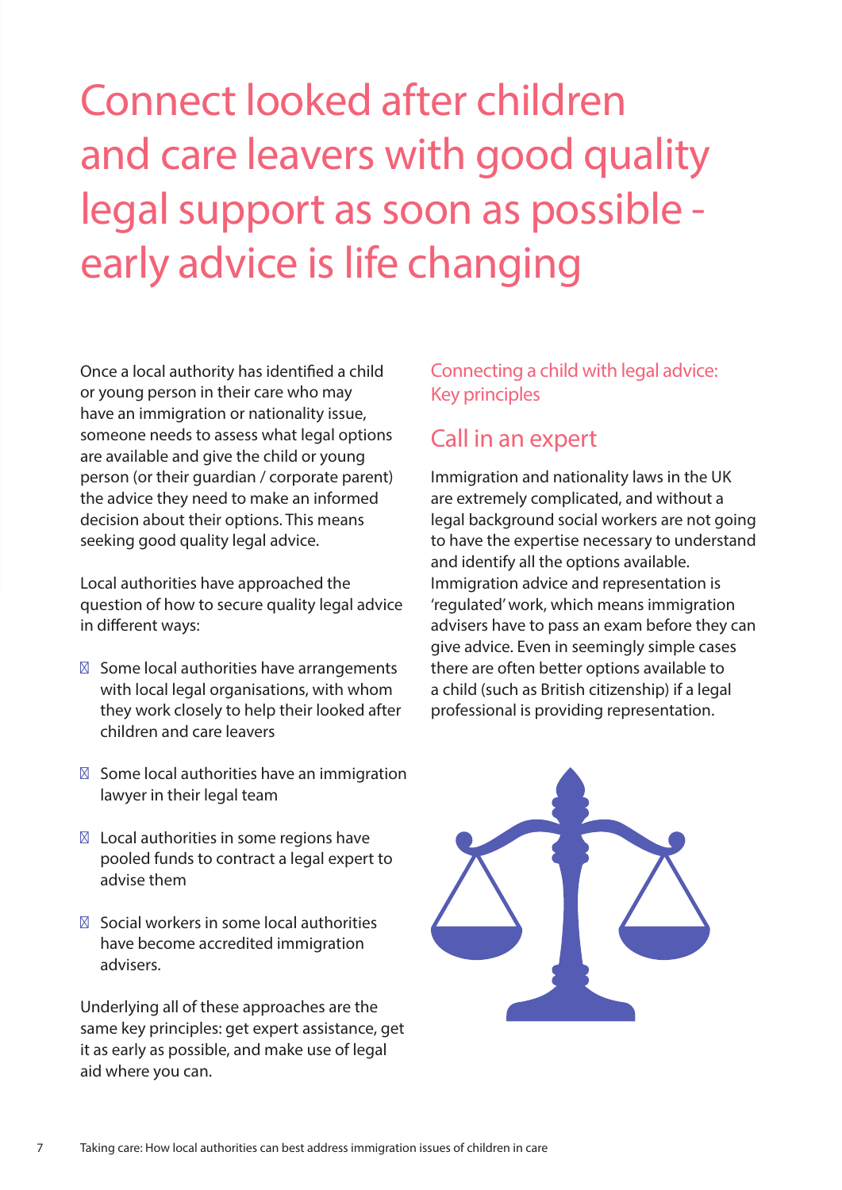# Connect looked after children and care leavers with good quality legal support as soon as possible - early advice is life changing

Once a local authority has identified a child or young person in their care who may have an immigration or nationality issue, someone needs to assess what legal options are available and give the child or young person (or their guardian / corporate parent) the advice they need to make an informed decision about their options. This means seeking good quality legal advice.

Local authorities have approached the question of how to secure quality legal advice in different ways:

- Some local authorities have arrangements with local legal organisations, with whom they work closely to help their looked after children and care leavers
- Some local authorities have an immigration lawyer in their legal team
- Local authorities in some regions have pooled funds to contract a legal expert to advise them
- Social workers in some local authorities have become accredited immigration advisers.

Underlying all of these approaches are the same key principles: get expert assistance, get it as early as possible, and make use of legal aid where you can.

## Connecting a child with legal advice: Key principles

## Call in an expert

Immigration and nationality laws in the UK are extremely complicated, and without a legal background social workers are not going to have the expertise necessary to understand and identify all the options available. Immigration advice and representation is 'regulated' work, which means immigration advisers have to pass an exam before they can give advice. Even in seemingly simple cases there are often better options available to a child (such as British citizenship) if a legal professional is providing representation.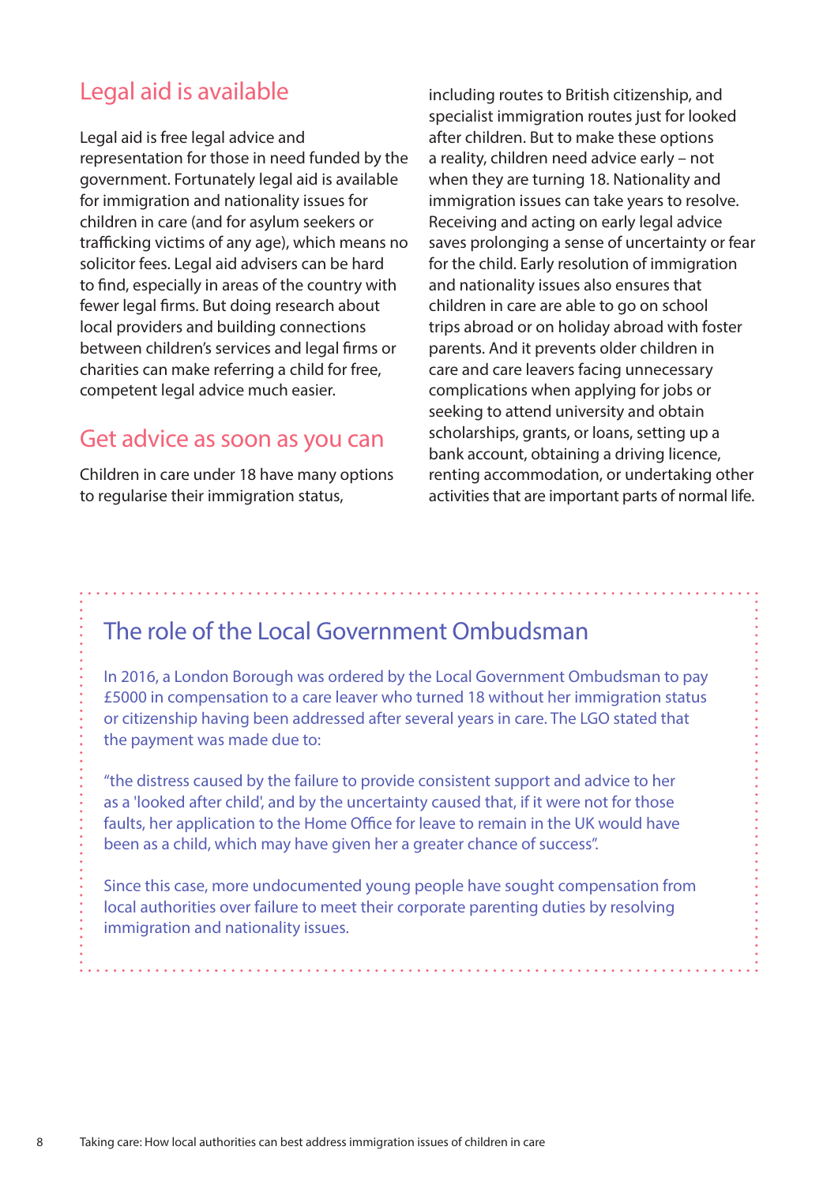## Legal aid is available

Legal aid is free legal advice and representation for those in need funded by the government. Fortunately legal aid is available for immigration and nationality issues for children in care (and for asylum seekers or trafficking victims of any age), which means no solicitor fees. Legal aid advisers can be hard to find, especially in areas of the country with fewer legal firms. But doing research about local providers and building connections between children's services and legal firms or charities can make referring a child for free, competent legal advice much easier.

## Get advice as soon as you can

Children in care under 18 have many options to regularise their immigration status, including routes to British citizenship, and specialist immigration routes just for looked after children. But to make these options a reality, children need advice early – not when they are turning 18. Nationality and immigration issues can take years to resolve. Receiving and acting on early legal advice saves prolonging a sense of uncertainty or fear for the child. Early resolution of immigration and nationality issues also ensures that children in care are able to go on school trips abroad or on holiday abroad with foster parents. And it prevents older children in care and care leavers facing unnecessary complications when applying for jobs or seeking to attend university and obtain scholarships, grants, or loans, setting up a bank account, obtaining a driving licence, renting accommodation, or undertaking other activities that are important parts of normal life.

## The role of the Local Government Ombudsman

In 2016, a London Borough was ordered by the Local Government Ombudsman to pay £5000 in compensation to a care leaver who turned 18 without her immigration status or citizenship having been addressed after several years in care. The LGO stated that the payment was made due to:

"the distress caused by the failure to provide consistent support and advice to her as a 'looked after child', and by the uncertainty caused that, if it were not for those faults, her application to the Home Office for leave to remain in the UK would have been as a child, which may have given her a greater chance of success".

Since this case, more undocumented young people have sought compensation from local authorities over failure to meet their corporate parenting duties by resolving immigration and nationality issues.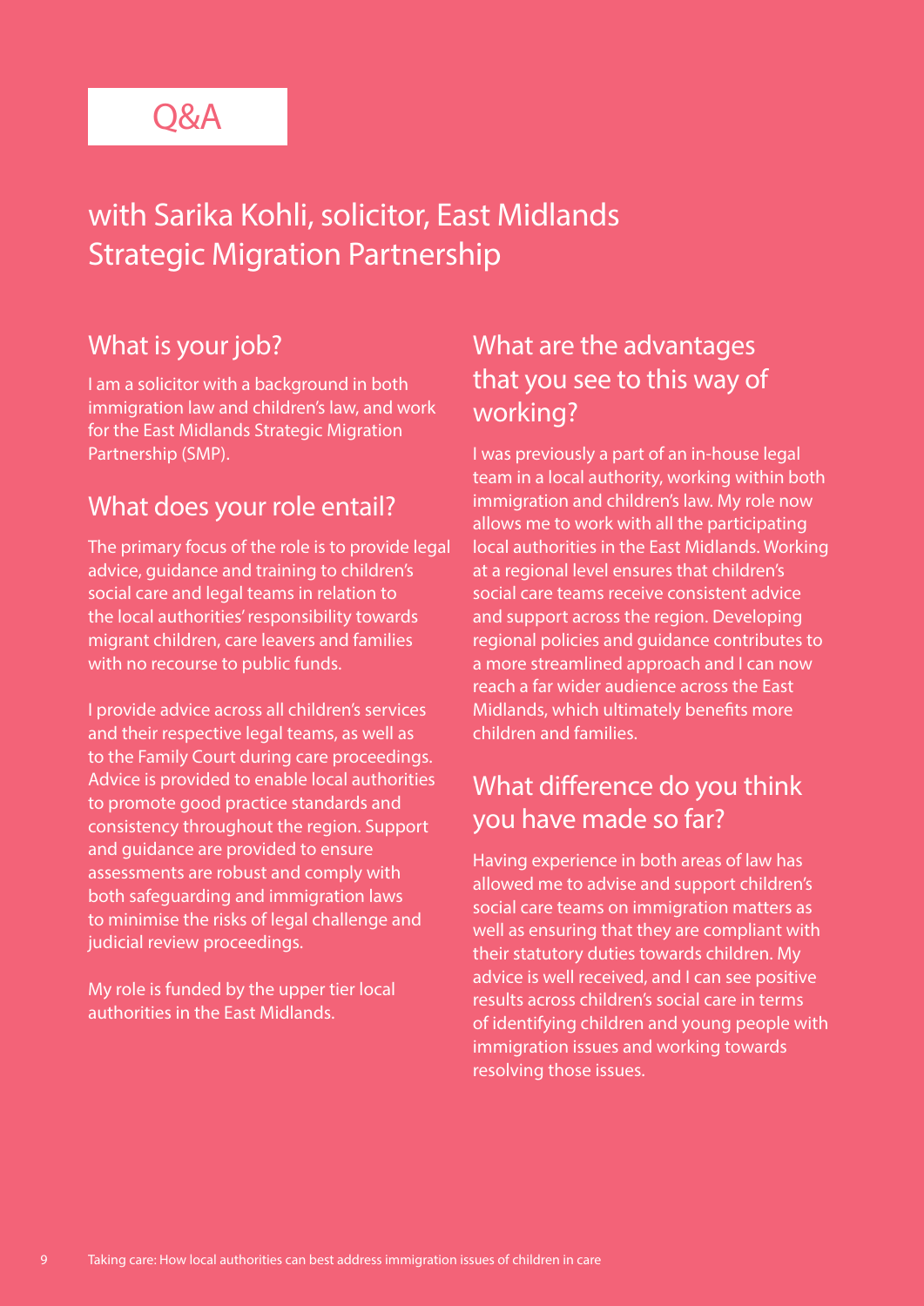# Q&A

## with Sarika Kohli, solicitor, East Midlands Strategic Migration Partnership

### What is your job?

I am a solicitor with a background in both immigration law and children's law, and work for the East Midlands Strategic Migration Partnership (SMP).

### What does your role entail?

The primary focus of the role is to provide legal advice, guidance and training to children's social care and legal teams in relation to the local authorities' responsibility towards migrant children, care leavers and families with no recourse to public funds.

I provide advice across all children's services and their respective legal teams, as well as to the Family Court during care proceedings. Advice is provided to enable local authorities to promote good practice standards and consistency throughout the region. Support and guidance are provided to ensure assessments are robust and comply with both safeguarding and immigration laws to minimise the risks of legal challenge and judicial review proceedings.

My role is funded by the upper tier local authorities in the East Midlands.

### What are the advantages that you see to this way of working?

I was previously a part of an in-house legal team in a local authority, working within both immigration and children's law. My role now allows me to work with all the participating local authorities in the East Midlands. Working at a regional level ensures that children's social care teams receive consistent advice and support across the region. Developing regional policies and guidance contributes to a more streamlined approach and I can now reach a far wider audience across the East Midlands, which ultimately benefits more children and families.

### What difference do you think you have made so far?

Having experience in both areas of law has allowed me to advise and support children's social care teams on immigration matters as well as ensuring that they are compliant with their statutory duties towards children. My advice is well received, and I can see positive results across children's social care in terms of identifying children and young people with immigration issues and working towards resolving those issues.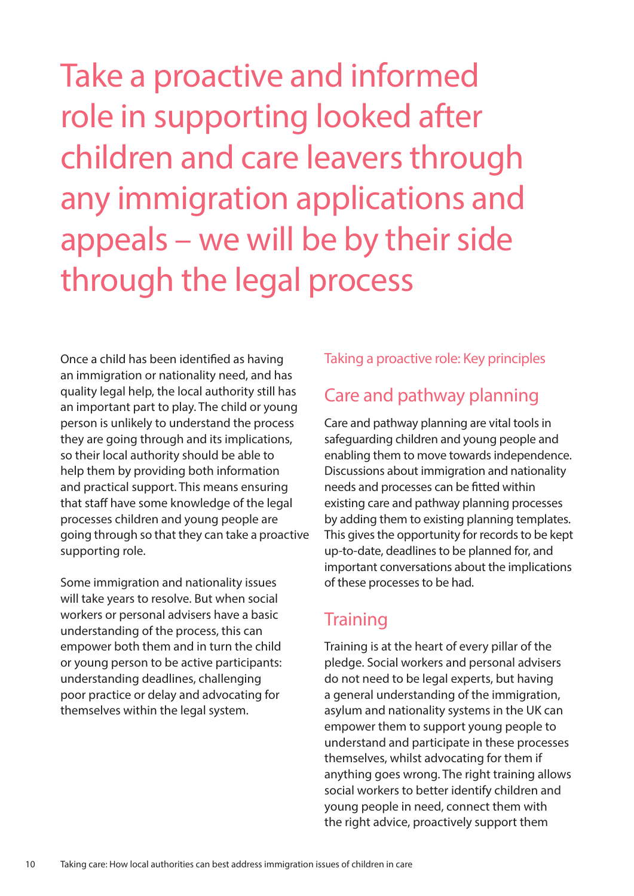# Take a proactive and informed role in supporting looked after children and care leavers through any immigration applications and appeals – we will be by their side through the legal process

Once a child has been identified as having an immigration or nationality need, and has quality legal help, the local authority still has an important part to play. The child or young person is unlikely to understand the process they are going through and its implications, so their local authority should be able to help them by providing both information and practical support. This means ensuring that staff have some knowledge of the legal processes children and young people are going through so that they can take a proactive supporting role.

Some immigration and nationality issues will take years to resolve. But when social workers or personal advisers have a basic understanding of the process, this can empower both them and in turn the child or young person to be active participants: understanding deadlines, challenging poor practice or delay and advocating for themselves within the legal system.

Taking a proactive role: Key principles

## Care and pathway planning

Care and pathway planning are vital tools in safeguarding children and young people and enabling them to move towards independence. Discussions about immigration and nationality needs and processes can be fitted within existing care and pathway planning processes by adding them to existing planning templates. This gives the opportunity for records to be kept up-to-date, deadlines to be planned for, and important conversations about the implications of these processes to be had.

## Training

Training is at the heart of every pillar of the pledge. Social workers and personal advisers do not need to be legal experts, but having a general understanding of the immigration, asylum and nationality systems in the UK can empower them to support young people to understand and participate in these processes themselves, whilst advocating for them if anything goes wrong. The right training allows social workers to better identify children and young people in need, connect them with the right advice, proactively support them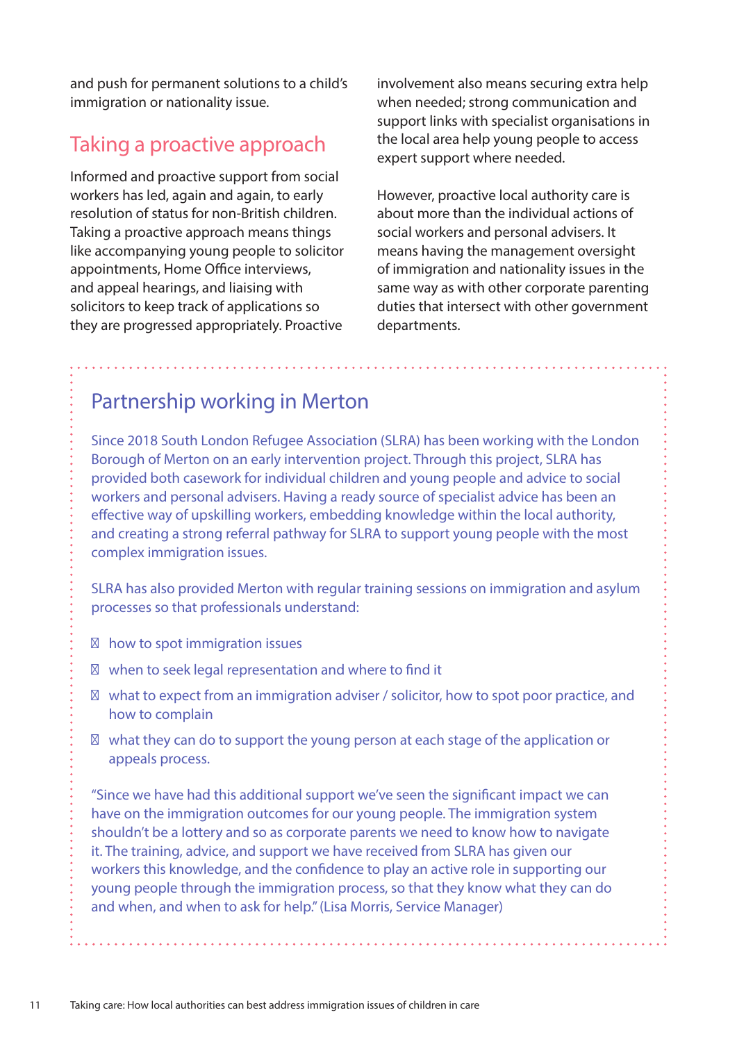and push for permanent solutions to a child's immigration or nationality issue.

## Taking a proactive approach

Informed and proactive support from social workers has led, again and again, to early resolution of status for non-British children. Taking a proactive approach means things like accompanying young people to solicitor appointments, Home Office interviews, and appeal hearings, and liaising with solicitors to keep track of applications so they are progressed appropriately. Proactive involvement also means securing extra help when needed; strong communication and support links with specialist organisations in the local area help young people to access expert support where needed.

However, proactive local authority care is about more than the individual actions of social workers and personal advisers. It means having the management oversight of immigration and nationality issues in the same way as with other corporate parenting duties that intersect with other government departments.

## Partnership working in Merton

Since 2018 South London Refugee Association (SLRA) has been working with the London Borough of Merton on an early intervention project. Through this project, SLRA has provided both casework for individual children and young people and advice to social workers and personal advisers. Having a ready source of specialist advice has been an effective way of upskilling workers, embedding knowledge within the local authority, and creating a strong referral pathway for SLRA to support young people with the most complex immigration issues.

SLRA has also provided Merton with regular training sessions on immigration and asylum processes so that professionals understand:

- how to spot immigration issues
- when to seek legal representation and where to find it
- what to expect from an immigration adviser / solicitor, how to spot poor practice, and how to complain
- what they can do to support the young person at each stage of the application or appeals process.

"Since we have had this additional support we've seen the significant impact we can have on the immigration outcomes for our young people. The immigration system shouldn't be a lottery and so as corporate parents we need to know how to navigate it. The training, advice, and support we have received from SLRA has given our workers this knowledge, and the confidence to play an active role in supporting our young people through the immigration process, so that they know what they can do and when, and when to ask for help." (Lisa Morris, Service Manager)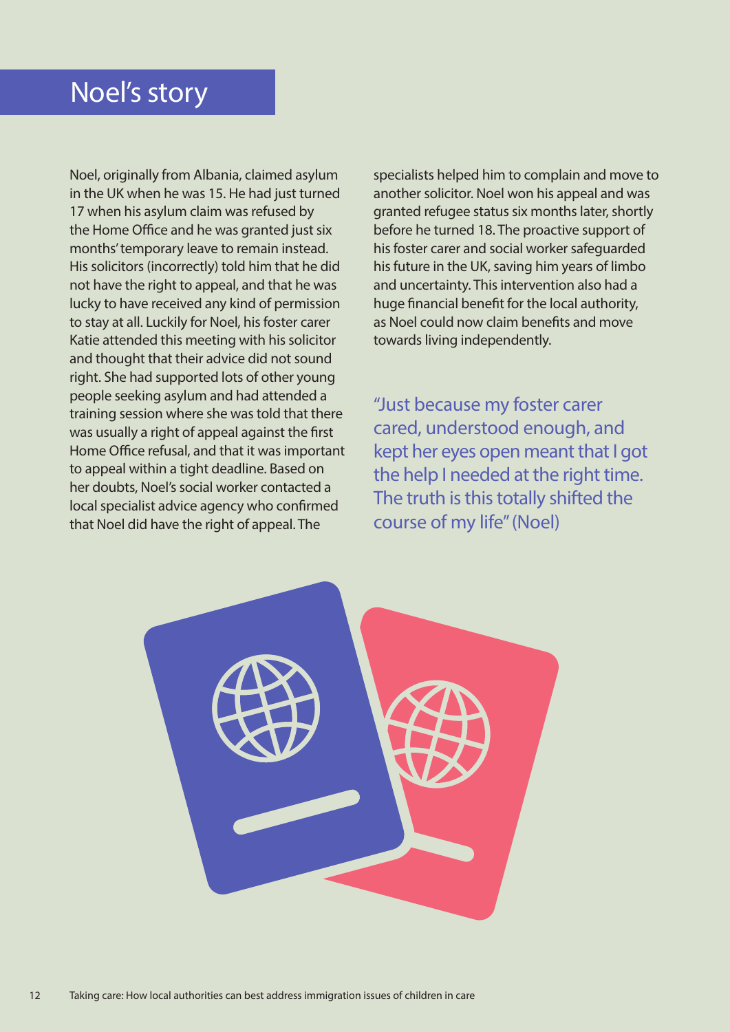## Noel's story

Noel, originally from Albania, claimed asylum in the UK when he was 15. He had just turned 17 when his asylum claim was refused by the Home Office and he was granted just six months' temporary leave to remain instead. His solicitors (incorrectly) told him that he did not have the right to appeal, and that he was lucky to have received any kind of permission to stay at all. Luckily for Noel, his foster carer Katie attended this meeting with his solicitor and thought that their advice did not sound right. She had supported lots of other young people seeking asylum and had attended a training session where she was told that there was usually a right of appeal against the first Home Office refusal, and that it was important to appeal within a tight deadline. Based on her doubts, Noel's social worker contacted a local specialist advice agency who confirmed that Noel did have the right of appeal. The specialists helped him to complain and move to another solicitor. Noel won his appeal and was granted refugee status six months later, shortly before he turned 18. The proactive support of his foster carer and social worker safeguarded his future in the UK, saving him years of limbo and uncertainty. This intervention also had a huge financial benefit for the local authority, as Noel could now claim benefits and move towards living independently.

"Just because my foster carer cared, understood enough, and kept her eyes open meant that I got the help I needed at the right time. The truth is this totally shifted the course of my life" (Noel)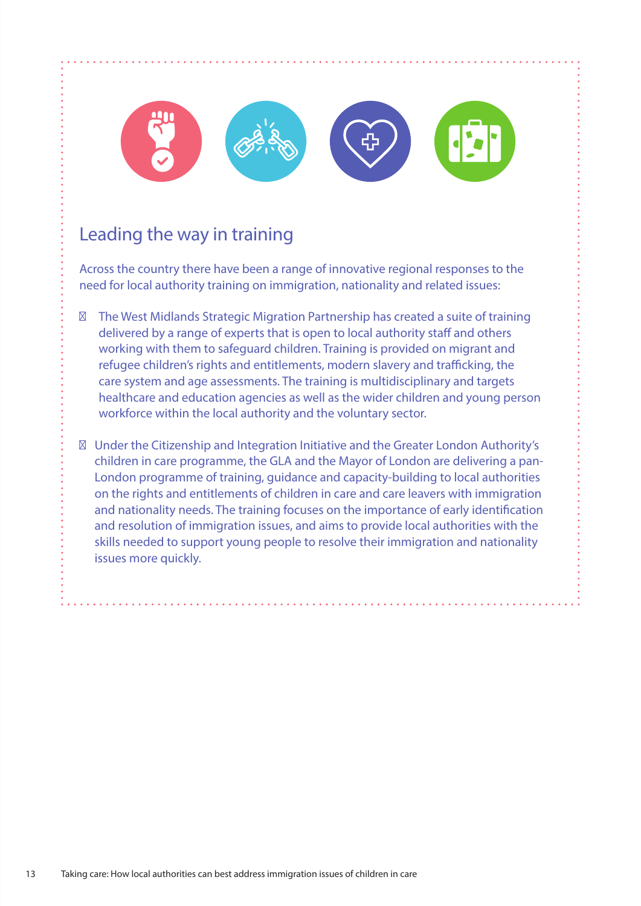## Leading the way in training

Across the country there have been a range of innovative regional responses to the need for local authority training on immigration, nationality and related issues:

- The West Midlands Strategic Migration Partnership has created a suite of training delivered by a range of experts that is open to local authority staff and others working with them to safeguard children. Training is provided on migrant and refugee children's rights and entitlements, modern slavery and trafficking, the care system and age assessments. The training is multidisciplinary and targets healthcare and education agencies as well as the wider children and young person workforce within the local authority and the voluntary sector.

- Under the Citizenship and Integration Initiative and the Greater London Authority's children in care programme, the GLA and the Mayor of London are delivering a pan-London programme of training, guidance and capacity-building to local authorities on the rights and entitlements of children in care and care leavers with immigration and nationality needs. The training focuses on the importance of early identification and resolution of immigration issues, and aims to provide local authorities with the skills needed to support young people to resolve their immigration and nationality issues more quickly.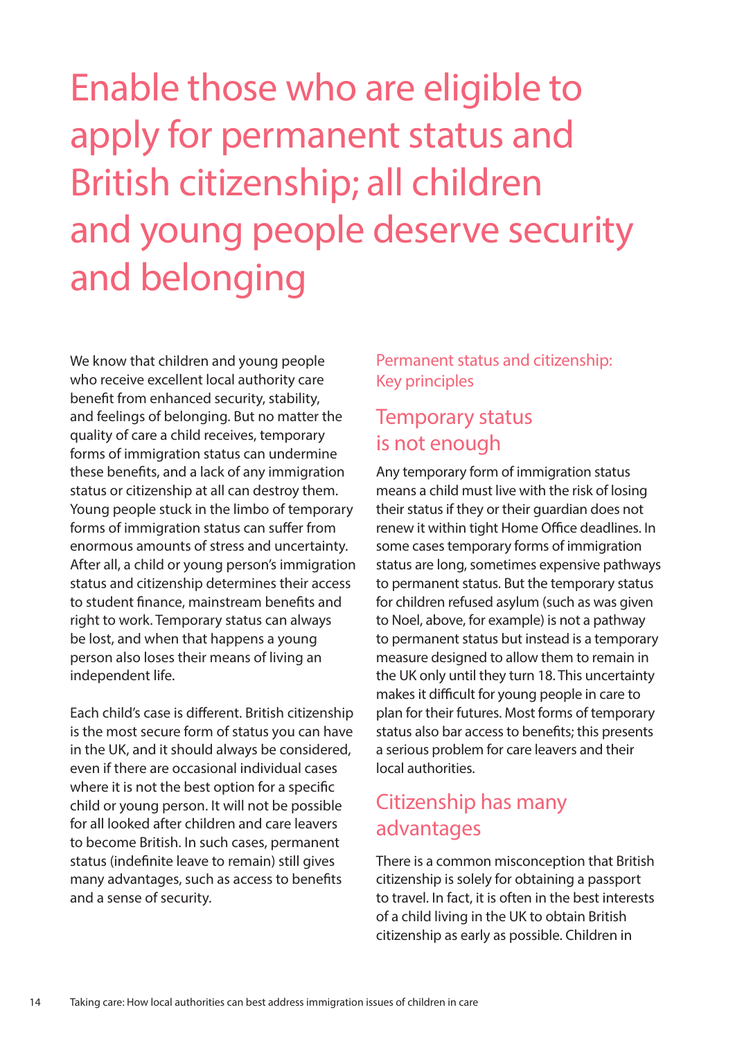# Enable those who are eligible to apply for permanent status and British citizenship; all children and young people deserve security and belonging

We know that children and young people who receive excellent local authority care benefit from enhanced security, stability, and feelings of belonging. But no matter the quality of care a child receives, temporary forms of immigration status can undermine these benefits, and a lack of any immigration status or citizenship at all can destroy them. Young people stuck in the limbo of temporary forms of immigration status can suffer from enormous amounts of stress and uncertainty. After all, a child or young person's immigration status and citizenship determines their access to student finance, mainstream benefits and right to work. Temporary status can always be lost, and when that happens a young person also loses their means of living an independent life.

Each child's case is different. British citizenship is the most secure form of status you can have in the UK, and it should always be considered, even if there are occasional individual cases where it is not the best option for a specific child or young person. It will not be possible for all looked after children and care leavers to become British. In such cases, permanent status (indefinite leave to remain) still gives many advantages, such as access to benefits and a sense of security.

### Permanent status and citizenship: Key principles

## Temporary status is not enough

Any temporary form of immigration status means a child must live with the risk of losing their status if they or their guardian does not renew it within tight Home Office deadlines. In some cases temporary forms of immigration status are long, sometimes expensive pathways to permanent status. But the temporary status for children refused asylum (such as was given to Noel, above, for example) is not a pathway to permanent status but instead is a temporary measure designed to allow them to remain in the UK only until they turn 18. This uncertainty makes it difficult for young people in care to plan for their futures. Most forms of temporary status also bar access to benefits; this presents a serious problem for care leavers and their local authorities.

## Citizenship has many advantages

There is a common misconception that British citizenship is solely for obtaining a passport to travel. In fact, it is often in the best interests of a child living in the UK to obtain British citizenship as early as possible. Children in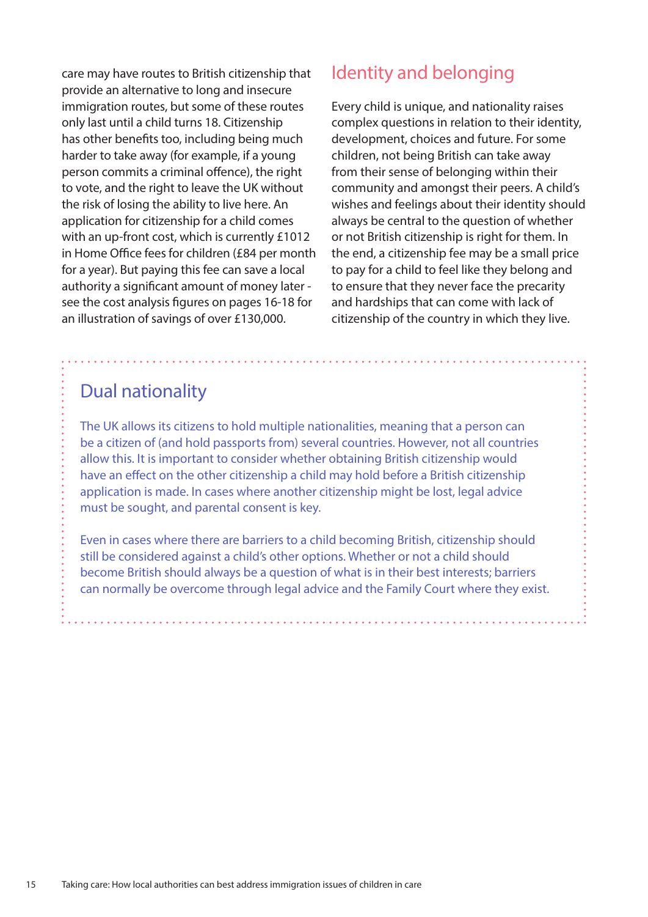care may have routes to British citizenship that provide an alternative to long and insecure immigration routes, but some of these routes only last until a child turns 18. Citizenship has other benefits too, including being much harder to take away (for example, if a young person commits a criminal offence), the right to vote, and the right to leave the UK without the risk of losing the ability to live here. An application for citizenship for a child comes with an up-front cost, which is currently £1012 in Home Office fees for children (£84 per month for a year). But paying this fee can save a local authority a significant amount of money later - see the cost analysis figures on pages 16-18 for an illustration of savings of over £130,000.

## Identity and belonging

Every child is unique, and nationality raises complex questions in relation to their identity, development, choices and future. For some children, not being British can take away from their sense of belonging within their community and amongst their peers. A child's wishes and feelings about their identity should always be central to the question of whether or not British citizenship is right for them. In the end, a citizenship fee may be a small price to pay for a child to feel like they belong and to ensure that they never face the precarity and hardships that can come with lack of citizenship of the country in which they live.

## Dual nationality

The UK allows its citizens to hold multiple nationalities, meaning that a person can be a citizen of (and hold passports from) several countries. However, not all countries allow this. It is important to consider whether obtaining British citizenship would have an effect on the other citizenship a child may hold before a British citizenship application is made. In cases where another citizenship might be lost, legal advice must be sought, and parental consent is key.

Even in cases where there are barriers to a child becoming British, citizenship should still be considered against a child's other options. Whether or not a child should become British should always be a question of what is in their best interests; barriers can normally be overcome through legal advice and the Family Court where they exist.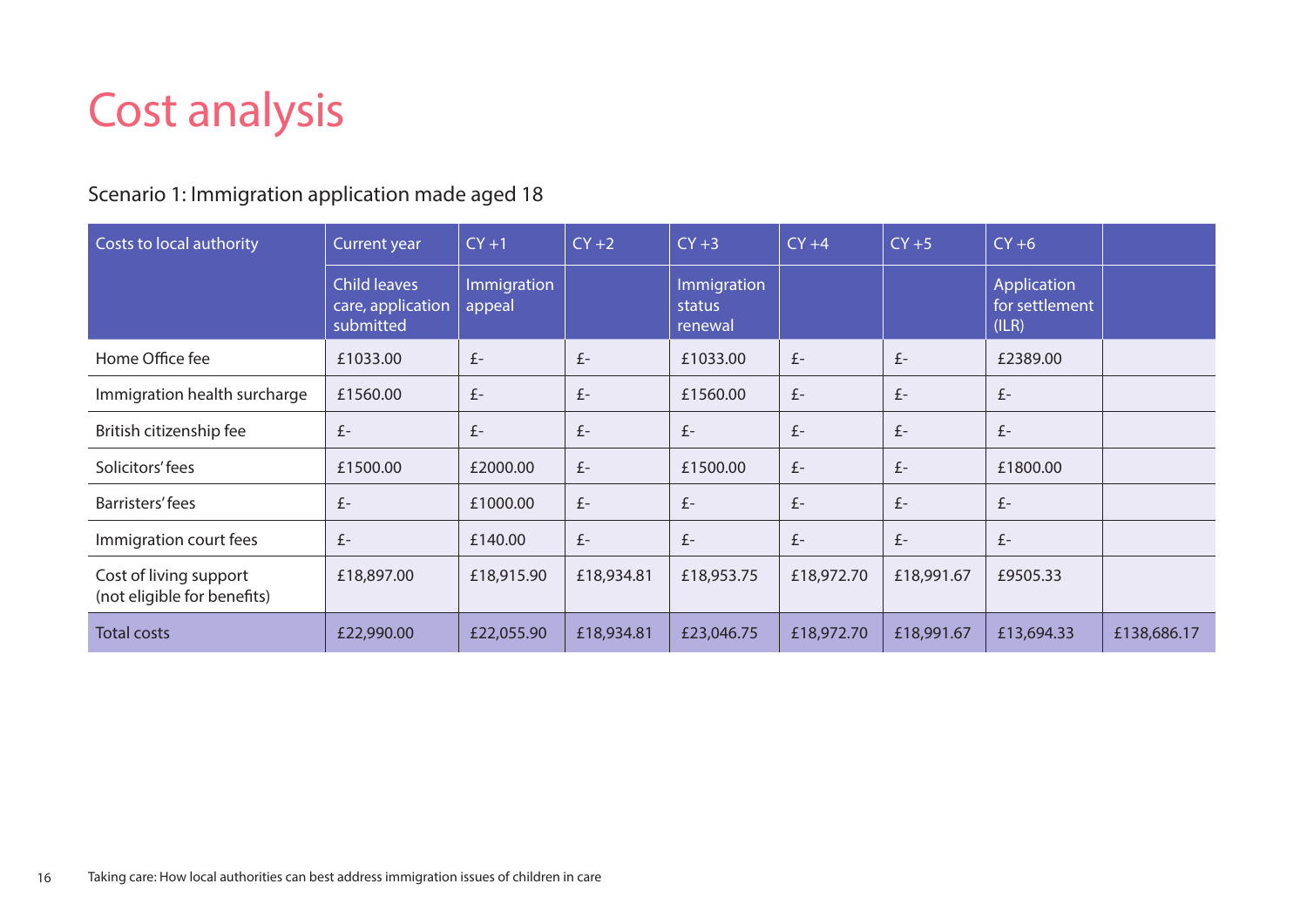# Cost analysis

Scenario 1: Immigration application made aged 18

| Costs to local authority | Current year | CY +1 | CY +2 | CY +3 | CY +4 | CY +5 | CY +6 | |
|---|---|---|---|---|---|---|---|---|
| | Child leaves care, application submitted | Immigration appeal | | Immigration status renewal | | | Application for settlement (ILR) | |
| Home Office fee | £1033.00 | £- | £- | £1033.00 | £- | £- | £2389.00 | |
| Immigration health surcharge | £1560.00 | £- | £- | £1560.00 | £- | £- | £- | |
| British citizenship fee | £- | £- | £- | £- | £- | £- | £- | |
| Solicitors' fees | £1500.00 | £2000.00 | £- | £1500.00 | £- | £- | £1800.00 | |
| Barristers' fees | £- | £1000.00 | £- | £- | £- | £- | £- | |
| Immigration court fees | £- | £140.00 | £- | £- | £- | £- | £- | |
| Cost of living support (not eligible for benefits) | £18,897.00 | £18,915.90 | £18,934.81 | £18,953.75 | £18,972.70 | £18,991.67 | £9505.33 | |
| Total costs | £22,990.00 | £22,055.90 | £18,934.81 | £23,046.75 | £18,972.70 | £18,991.67 | £13,694.33 | £138,686.17 |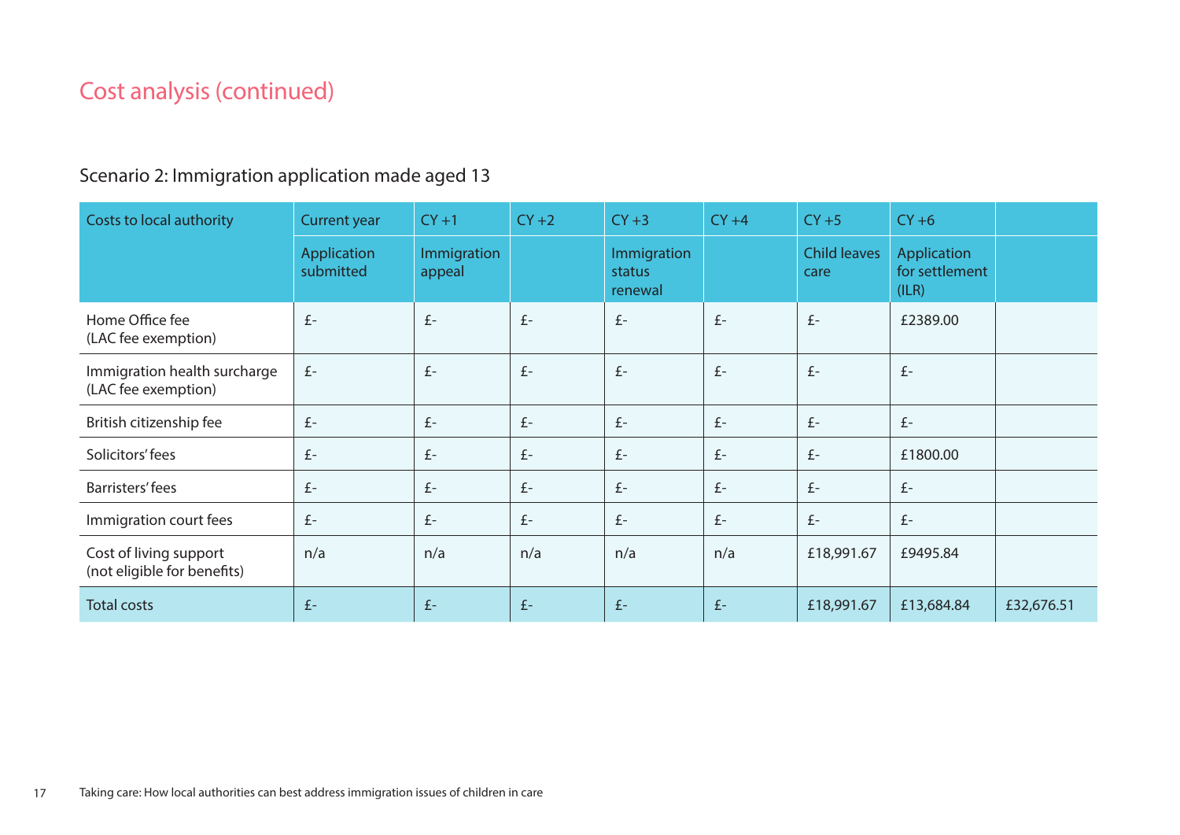## Cost analysis (continued)

### Scenario 2: Immigration application made aged 13

| Costs to local authority | Current year | CY +1 | CY +2 | CY +3 | CY +4 | CY +5 | CY +6 | |
|---|---|---|---|---|---|---|---|---|
| | Application submitted | Immigration appeal | | Immigration status renewal | | Child leaves care | Application for settlement (ILR) | |
| Home Office fee (LAC fee exemption) | £- | £- | £- | £- | £- | £- | £2389.00 | |
| Immigration health surcharge (LAC fee exemption) | £- | £- | £- | £- | £- | £- | £- | |
| British citizenship fee | £- | £- | £- | £- | £- | £- | £- | |
| Solicitors' fees | £- | £- | £- | £- | £- | £- | £1800.00 | |
| Barristers' fees | £- | £- | £- | £- | £- | £- | £- | |
| Immigration court fees | £- | £- | £- | £- | £- | £- | £- | |
| Cost of living support (not eligible for benefits) | n/a | n/a | n/a | n/a | n/a | £18,991.67 | £9495.84 | |
| Total costs | £- | £- | £- | £- | £- | £18,991.67 | £13,684.84 | £32,676.51 |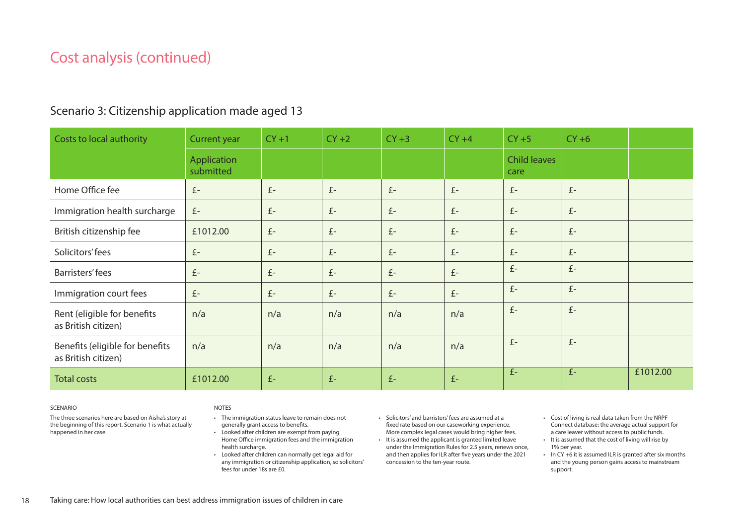## Cost analysis (continued)

### Scenario 3: Citizenship application made aged 13

| Costs to local authority | Current year | CY +1 | CY +2 | CY +3 | CY +4 | CY +5 | CY +6 | |
|---|---|---|---|---|---|---|---|---|
| | Application submitted | | | | | Child leaves care | | |
| Home Office fee | £- | £- | £- | £- | £- | £- | £- | |
| Immigration health surcharge | £- | £- | £- | £- | £- | £- | £- | |
| British citizenship fee | £1012.00 | £- | £- | £- | £- | £- | £- | |
| Solicitors' fees | £- | £- | £- | £- | £- | £- | £- | |
| Barristers' fees | £- | £- | £- | £- | £- | £- | £- | |
| Immigration court fees | £- | £- | £- | £- | £- | £- | £- | |
| Rent (eligible for benefits as British citizen) | n/a | n/a | n/a | n/a | n/a | £- | £- | |
| Benefits (eligible for benefits as British citizen) | n/a | n/a | n/a | n/a | n/a | £- | £- | |
| Total costs | £1012.00 | £- | £- | £- | £- | £- | £- | £1012.00 |

SCENARIO

The three scenarios here are based on Aisha's story at the beginning of this report. Scenario 1 is what actually happened in her case.

NOTES

- The immigration status leave to remain does not generally grant access to benefits.
- Looked after children are exempt from paying Home Office immigration fees and the immigration health surcharge.
- Looked after children can normally get legal aid for any immigration or citizenship application, so solicitors' fees for under 18s are £0.
- Solicitors' and barristers' fees are assumed at a fixed rate based on our caseworking experience. More complex legal cases would bring higher fees.
- It is assumed the applicant is granted limited leave under the Immigration Rules for 2.5 years, renews once, and then applies for ILR after five years under the 2021 concession to the ten-year route.
- Cost of living is real data taken from the NRPF Connect database: the average actual support for a care leaver without access to public funds.
- It is assumed that the cost of living will rise by 1% per year.
- In CY +6 it is assumed ILR is granted after six months and the young person gains access to mainstream support.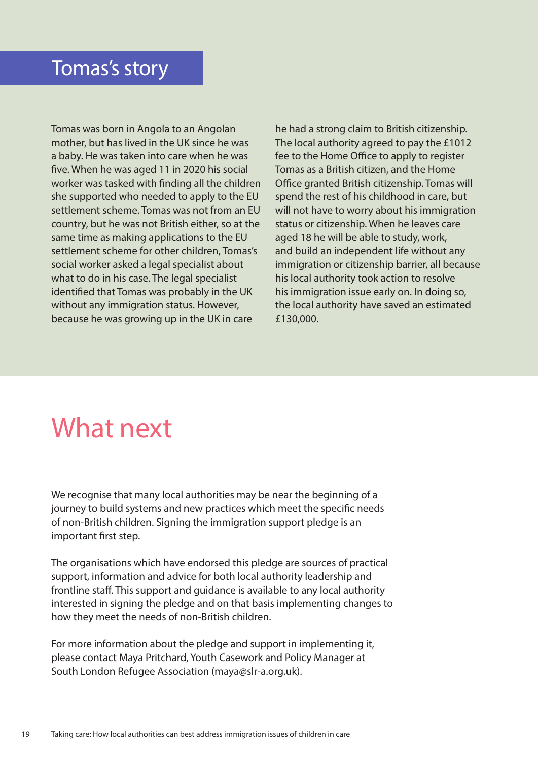## Tomas's story

Tomas was born in Angola to an Angolan mother, but has lived in the UK since he was a baby. He was taken into care when he was five. When he was aged 11 in 2020 his social worker was tasked with finding all the children she supported who needed to apply to the EU settlement scheme. Tomas was not from an EU country, but he was not British either, so at the same time as making applications to the EU settlement scheme for other children, Tomas's social worker asked a legal specialist about what to do in his case. The legal specialist identified that Tomas was probably in the UK without any immigration status. However, because he was growing up in the UK in care he had a strong claim to British citizenship. The local authority agreed to pay the £1012 fee to the Home Office to apply to register Tomas as a British citizen, and the Home Office granted British citizenship. Tomas will spend the rest of his childhood in care, but will not have to worry about his immigration status or citizenship. When he leaves care aged 18 he will be able to study, work, and build an independent life without any immigration or citizenship barrier, all because his local authority took action to resolve his immigration issue early on. In doing so, the local authority have saved an estimated £130,000.

# What next

We recognise that many local authorities may be near the beginning of a journey to build systems and new practices which meet the specific needs of non-British children. Signing the immigration support pledge is an important first step.

The organisations which have endorsed this pledge are sources of practical support, information and advice for both local authority leadership and frontline staff. This support and guidance is available to any local authority interested in signing the pledge and on that basis implementing changes to how they meet the needs of non-British children.

For more information about the pledge and support in implementing it, please contact Maya Pritchard, Youth Casework and Policy Manager at South London Refugee Association (maya@slr-a.org.uk).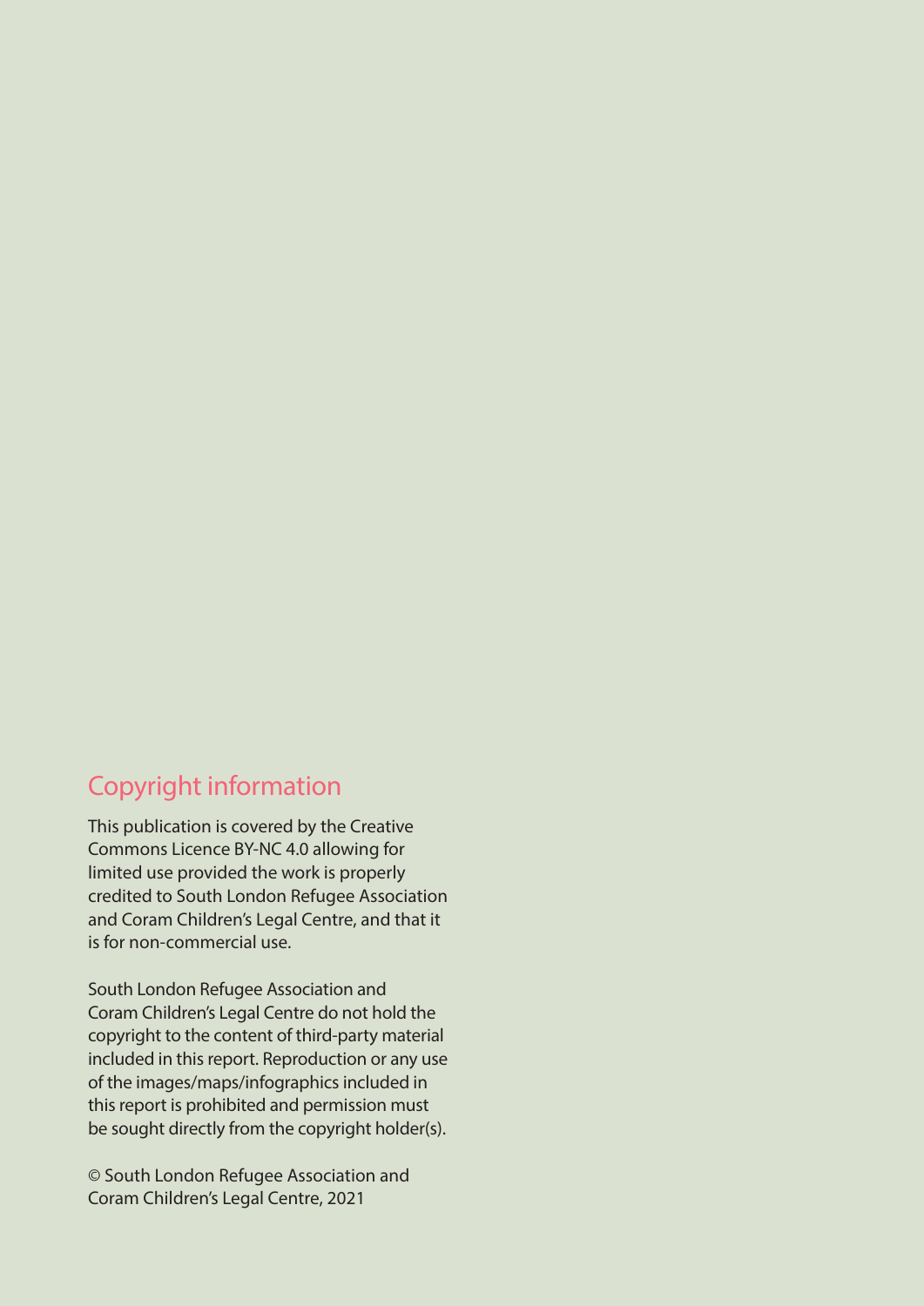## Copyright information

This publication is covered by the Creative Commons Licence BY-NC 4.0 allowing for limited use provided the work is properly credited to South London Refugee Association and Coram Children's Legal Centre, and that it is for non-commercial use.

South London Refugee Association and Coram Children's Legal Centre do not hold the copyright to the content of third-party material included in this report. Reproduction or any use of the images/maps/infographics included in this report is prohibited and permission must be sought directly from the copyright holder(s).

© South London Refugee Association and Coram Children's Legal Centre, 2021